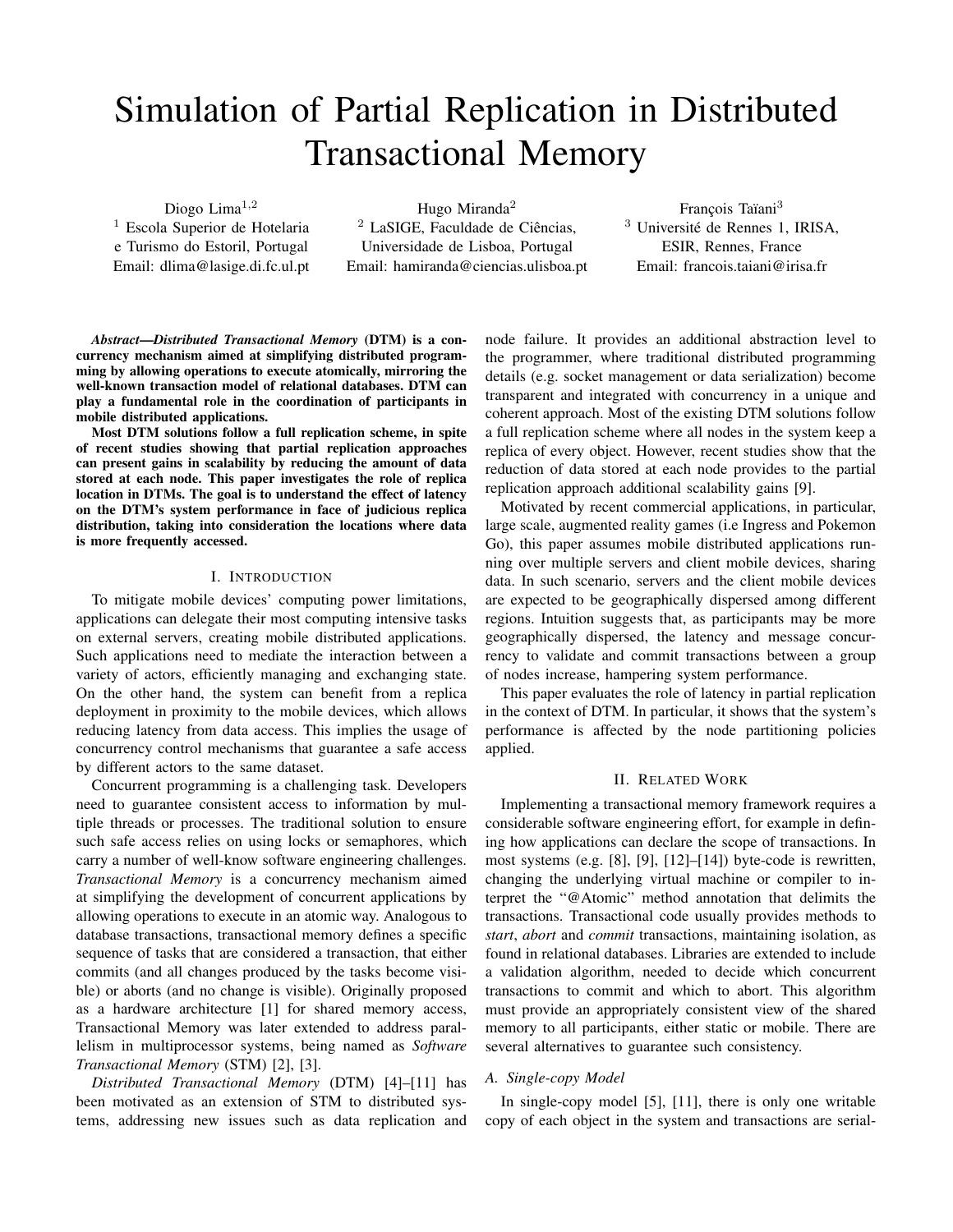# Simulation of Partial Replication in Distributed Transactional Memory

Diogo Lima[1,2]
[1] Escola Superior de Hotelaria e Turismo do Estoril, Portugal
Email: dlima@lasige.di.fc.ul.pt

Hugo Miranda[2]
[2] LaSIGE, Faculdade de Ciências, Universidade de Lisboa, Portugal
Email: hamiranda@ciencias.ulisboa.pt

François Taïani[3]
[3] Université de Rennes 1, IRISA, ESIR, Rennes, France
Email: francois.taiani@irisa.fr

***Abstract*—*Distributed Transactional Memory* (DTM) is a concurrency mechanism aimed at simplifying distributed programming by allowing operations to execute atomically, mirroring the well-known transaction model of relational databases. DTM can play a fundamental role in the coordination of participants in mobile distributed applications.**

**Most DTM solutions follow a full replication scheme, in spite of recent studies showing that partial replication approaches can present gains in scalability by reducing the amount of data stored at each node. This paper investigates the role of replica location in DTMs. The goal is to understand the effect of latency on the DTM's system performance in face of judicious replica distribution, taking into consideration the locations where data is more frequently accessed.**

## I. Introduction

To mitigate mobile devices' computing power limitations, applications can delegate their most computing intensive tasks on external servers, creating mobile distributed applications. Such applications need to mediate the interaction between a variety of actors, efficiently managing and exchanging state. On the other hand, the system can benefit from a replica deployment in proximity to the mobile devices, which allows reducing latency from data access. This implies the usage of concurrency control mechanisms that guarantee a safe access by different actors to the same dataset.

Concurrent programming is a challenging task. Developers need to guarantee consistent access to information by multiple threads or processes. The traditional solution to ensure such safe access relies on using locks or semaphores, which carry a number of well-know software engineering challenges. *Transactional Memory* is a concurrency mechanism aimed at simplifying the development of concurrent applications by allowing operations to execute in an atomic way. Analogous to database transactions, transactional memory defines a specific sequence of tasks that are considered a transaction, that either commits (and all changes produced by the tasks become visible) or aborts (and no change is visible). Originally proposed as a hardware architecture [1] for shared memory access, Transactional Memory was later extended to address parallelism in multiprocessor systems, being named as *Software Transactional Memory* (STM) [2], [3].

*Distributed Transactional Memory* (DTM) [4]–[11] has been motivated as an extension of STM to distributed systems, addressing new issues such as data replication and node failure. It provides an additional abstraction level to the programmer, where traditional distributed programming details (e.g. socket management or data serialization) become transparent and integrated with concurrency in a unique and coherent approach. Most of the existing DTM solutions follow a full replication scheme where all nodes in the system keep a replica of every object. However, recent studies show that the reduction of data stored at each node provides to the partial replication approach additional scalability gains [9].

Motivated by recent commercial applications, in particular, large scale, augmented reality games (i.e Ingress and Pokemon Go), this paper assumes mobile distributed applications running over multiple servers and client mobile devices, sharing data. In such scenario, servers and the client mobile devices are expected to be geographically dispersed among different regions. Intuition suggests that, as participants may be more geographically dispersed, the latency and message concurrency to validate and commit transactions between a group of nodes increase, hampering system performance.

This paper evaluates the role of latency in partial replication in the context of DTM. In particular, it shows that the system's performance is affected by the node partitioning policies applied.

## II. Related Work

Implementing a transactional memory framework requires a considerable software engineering effort, for example in defining how applications can declare the scope of transactions. In most systems (e.g. [8], [9], [12]–[14]) byte-code is rewritten, changing the underlying virtual machine or compiler to interpret the "@Atomic" method annotation that delimits the transactions. Transactional code usually provides methods to *start*, *abort* and *commit* transactions, maintaining isolation, as found in relational databases. Libraries are extended to include a validation algorithm, needed to decide which concurrent transactions to commit and which to abort. This algorithm must provide an appropriately consistent view of the shared memory to all participants, either static or mobile. There are several alternatives to guarantee such consistency.

### A. Single-copy Model

In single-copy model [5], [11], there is only one writable copy of each object in the system and transactions are serial-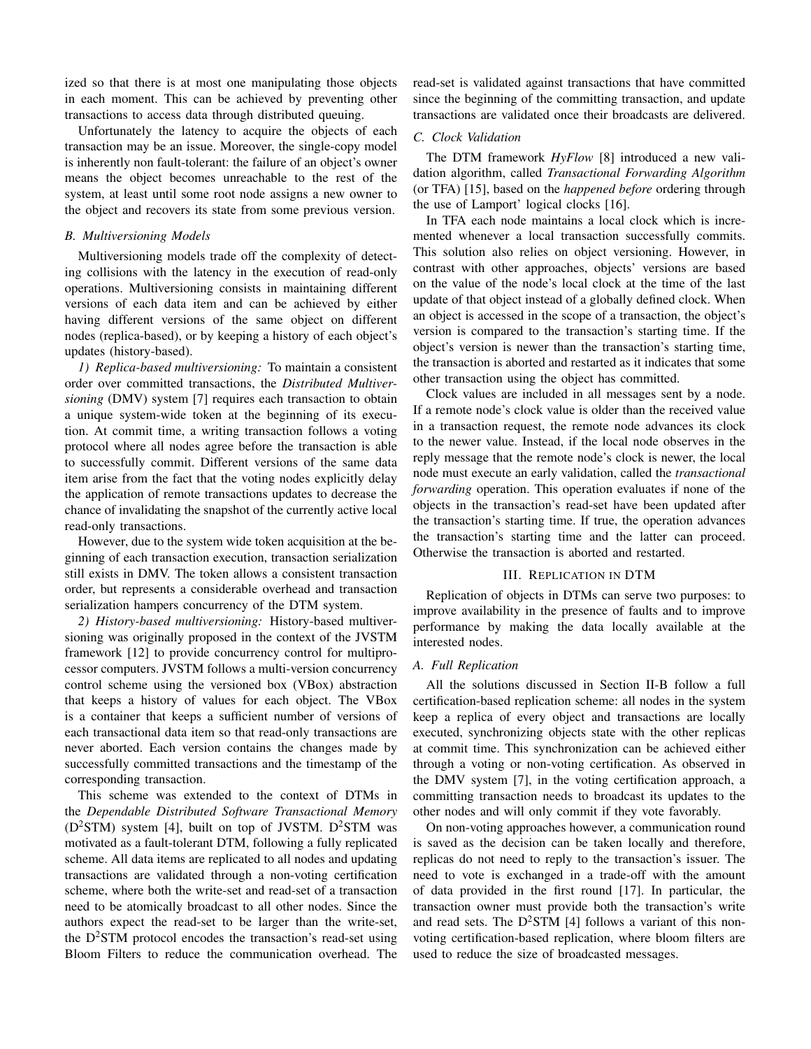ized so that there is at most one manipulating those objects in each moment. This can be achieved by preventing other transactions to access data through distributed queuing.

Unfortunately the latency to acquire the objects of each transaction may be an issue. Moreover, the single-copy model is inherently non fault-tolerant: the failure of an object's owner means the object becomes unreachable to the rest of the system, at least until some root node assigns a new owner to the object and recovers its state from some previous version.

### B. Multiversioning Models

Multiversioning models trade off the complexity of detecting collisions with the latency in the execution of read-only operations. Multiversioning consists in maintaining different versions of each data item and can be achieved by either having different versions of the same object on different nodes (replica-based), or by keeping a history of each object's updates (history-based).

*1) Replica-based multiversioning:* To maintain a consistent order over committed transactions, the *Distributed Multiversioning* (DMV) system [7] requires each transaction to obtain a unique system-wide token at the beginning of its execution. At commit time, a writing transaction follows a voting protocol where all nodes agree before the transaction is able to successfully commit. Different versions of the same data item arise from the fact that the voting nodes explicitly delay the application of remote transactions updates to decrease the chance of invalidating the snapshot of the currently active local read-only transactions.

However, due to the system wide token acquisition at the beginning of each transaction execution, transaction serialization still exists in DMV. The token allows a consistent transaction order, but represents a considerable overhead and transaction serialization hampers concurrency of the DTM system.

*2) History-based multiversioning:* History-based multiversioning was originally proposed in the context of the JVSTM framework [12] to provide concurrency control for multiprocessor computers. JVSTM follows a multi-version concurrency control scheme using the versioned box (VBox) abstraction that keeps a history of values for each object. The VBox is a container that keeps a sufficient number of versions of each transactional data item so that read-only transactions are never aborted. Each version contains the changes made by successfully committed transactions and the timestamp of the corresponding transaction.

This scheme was extended to the context of DTMs in the *Dependable Distributed Software Transactional Memory* ($D^2$STM) system [4], built on top of JVSTM. $D^2$STM was motivated as a fault-tolerant DTM, following a fully replicated scheme. All data items are replicated to all nodes and updating transactions are validated through a non-voting certification scheme, where both the write-set and read-set of a transaction need to be atomically broadcast to all other nodes. Since the authors expect the read-set to be larger than the write-set, the $D^2$STM protocol encodes the transaction's read-set using Bloom Filters to reduce the communication overhead. The read-set is validated against transactions that have committed since the beginning of the committing transaction, and update transactions are validated once their broadcasts are delivered.

### C. Clock Validation

The DTM framework *HyFlow* [8] introduced a new validation algorithm, called *Transactional Forwarding Algorithm* (or TFA) [15], based on the *happened before* ordering through the use of Lamport' logical clocks [16].

In TFA each node maintains a local clock which is incremented whenever a local transaction successfully commits. This solution also relies on object versioning. However, in contrast with other approaches, objects' versions are based on the value of the node's local clock at the time of the last update of that object instead of a globally defined clock. When an object is accessed in the scope of a transaction, the object's version is compared to the transaction's starting time. If the object's version is newer than the transaction's starting time, the transaction is aborted and restarted as it indicates that some other transaction using the object has committed.

Clock values are included in all messages sent by a node. If a remote node's clock value is older than the received value in a transaction request, the remote node advances its clock to the newer value. Instead, if the local node observes in the reply message that the remote node's clock is newer, the local node must execute an early validation, called the *transactional forwarding* operation. This operation evaluates if none of the objects in the transaction's read-set have been updated after the transaction's starting time. If true, the operation advances the transaction's starting time and the latter can proceed. Otherwise the transaction is aborted and restarted.

## III. Replication in DTM

Replication of objects in DTMs can serve two purposes: to improve availability in the presence of faults and to improve performance by making the data locally available at the interested nodes.

### A. Full Replication

All the solutions discussed in Section II-B follow a full certification-based replication scheme: all nodes in the system keep a replica of every object and transactions are locally executed, synchronizing objects state with the other replicas at commit time. This synchronization can be achieved either through a voting or non-voting certification. As observed in the DMV system [7], in the voting certification approach, a committing transaction needs to broadcast its updates to the other nodes and will only commit if they vote favorably.

On non-voting approaches however, a communication round is saved as the decision can be taken locally and therefore, replicas do not need to reply to the transaction's issuer. The need to vote is exchanged in a trade-off with the amount of data provided in the first round [17]. In particular, the transaction owner must provide both the transaction's write and read sets. The $D^2$STM [4] follows a variant of this non-voting certification-based replication, where bloom filters are used to reduce the size of broadcasted messages.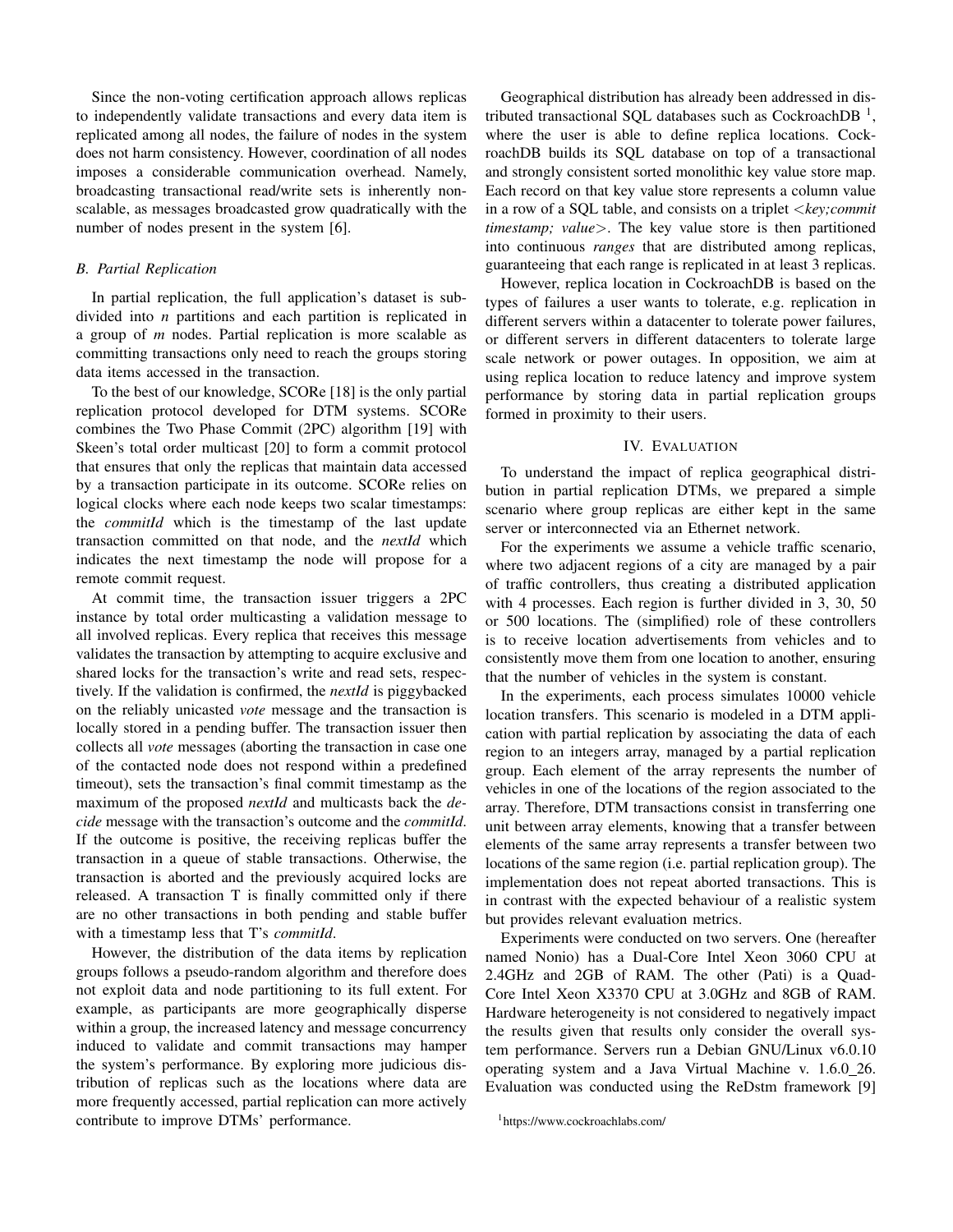Since the non-voting certification approach allows replicas to independently validate transactions and every data item is replicated among all nodes, the failure of nodes in the system does not harm consistency. However, coordination of all nodes imposes a considerable communication overhead. Namely, broadcasting transactional read/write sets is inherently non-scalable, as messages broadcasted grow quadratically with the number of nodes present in the system [6].

### B. Partial Replication

In partial replication, the full application's dataset is subdivided into *n* partitions and each partition is replicated in a group of *m* nodes. Partial replication is more scalable as committing transactions only need to reach the groups storing data items accessed in the transaction.

To the best of our knowledge, SCORe [18] is the only partial replication protocol developed for DTM systems. SCORe combines the Two Phase Commit (2PC) algorithm [19] with Skeen's total order multicast [20] to form a commit protocol that ensures that only the replicas that maintain data accessed by a transaction participate in its outcome. SCORe relies on logical clocks where each node keeps two scalar timestamps: the *commitId* which is the timestamp of the last update transaction committed on that node, and the *nextId* which indicates the next timestamp the node will propose for a remote commit request.

At commit time, the transaction issuer triggers a 2PC instance by total order multicasting a validation message to all involved replicas. Every replica that receives this message validates the transaction by attempting to acquire exclusive and shared locks for the transaction's write and read sets, respectively. If the validation is confirmed, the *nextId* is piggybacked on the reliably unicasted *vote* message and the transaction is locally stored in a pending buffer. The transaction issuer then collects all *vote* messages (aborting the transaction in case one of the contacted node does not respond within a predefined timeout), sets the transaction's final commit timestamp as the maximum of the proposed *nextId* and multicasts back the *decide* message with the transaction's outcome and the *commitId*. If the outcome is positive, the receiving replicas buffer the transaction in a queue of stable transactions. Otherwise, the transaction is aborted and the previously acquired locks are released. A transaction T is finally committed only if there are no other transactions in both pending and stable buffer with a timestamp less that T's *commitId*.

However, the distribution of the data items by replication groups follows a pseudo-random algorithm and therefore does not exploit data and node partitioning to its full extent. For example, as participants are more geographically disperse within a group, the increased latency and message concurrency induced to validate and commit transactions may hamper the system's performance. By exploring more judicious distribution of replicas such as the locations where data are more frequently accessed, partial replication can more actively contribute to improve DTMs' performance.

Geographical distribution has already been addressed in distributed transactional SQL databases such as CockroachDB [1], where the user is able to define replica locations. CockroachDB builds its SQL database on top of a transactional and strongly consistent sorted monolithic key value store map. Each record on that key value store represents a column value in a row of a SQL table, and consists on a triplet <*key;commit timestamp; value*>. The key value store is then partitioned into continuous *ranges* that are distributed among replicas, guaranteeing that each range is replicated in at least 3 replicas.

However, replica location in CockroachDB is based on the types of failures a user wants to tolerate, e.g. replication in different servers within a datacenter to tolerate power failures, or different servers in different datacenters to tolerate large scale network or power outages. In opposition, we aim at using replica location to reduce latency and improve system performance by storing data in partial replication groups formed in proximity to their users.

## IV. Evaluation

To understand the impact of replica geographical distribution in partial replication DTMs, we prepared a simple scenario where group replicas are either kept in the same server or interconnected via an Ethernet network.

For the experiments we assume a vehicle traffic scenario, where two adjacent regions of a city are managed by a pair of traffic controllers, thus creating a distributed application with 4 processes. Each region is further divided in 3, 30, 50 or 500 locations. The (simplified) role of these controllers is to receive location advertisements from vehicles and to consistently move them from one location to another, ensuring that the number of vehicles in the system is constant.

In the experiments, each process simulates 10000 vehicle location transfers. This scenario is modeled in a DTM application with partial replication by associating the data of each region to an integers array, managed by a partial replication group. Each element of the array represents the number of vehicles in one of the locations of the region associated to the array. Therefore, DTM transactions consist in transferring one unit between array elements, knowing that a transfer between elements of the same array represents a transfer between two locations of the same region (i.e. partial replication group). The implementation does not repeat aborted transactions. This is in contrast with the expected behaviour of a realistic system but provides relevant evaluation metrics.

Experiments were conducted on two servers. One (hereafter named Nonio) has a Dual-Core Intel Xeon 3060 CPU at 2.4GHz and 2GB of RAM. The other (Pati) is a Quad-Core Intel Xeon X3370 CPU at 3.0GHz and 8GB of RAM. Hardware heterogeneity is not considered to negatively impact the results given that results only consider the overall system performance. Servers run a Debian GNU/Linux v6.0.10 operating system and a Java Virtual Machine v. 1.6.0_26. Evaluation was conducted using the ReDstm framework [9]

[1] https://www.cockroachlabs.com/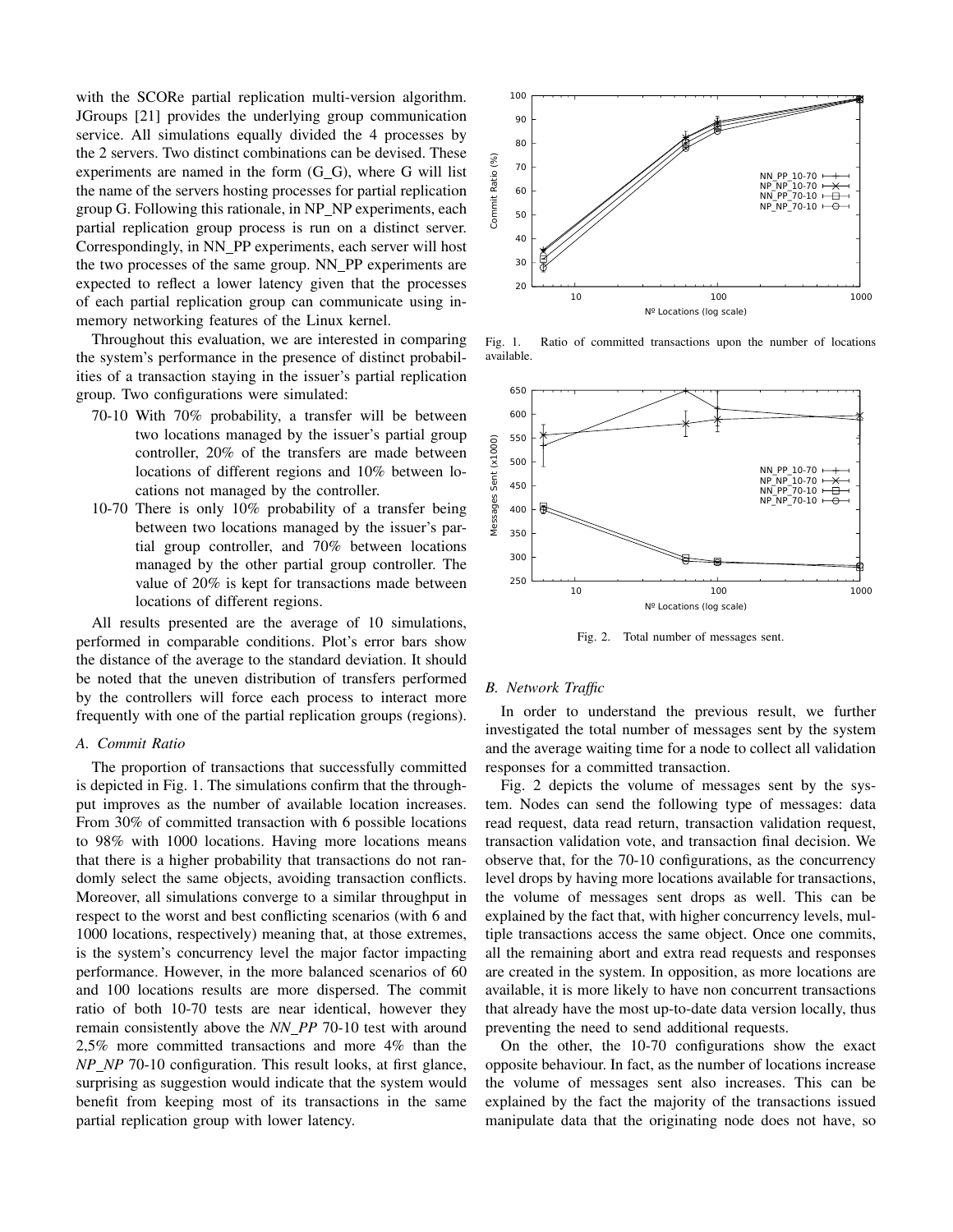with the SCORe partial replication multi-version algorithm. JGroups [21] provides the underlying group communication service. All simulations equally divided the 4 processes by the 2 servers. Two distinct combinations can be devised. These experiments are named in the form (G_G), where G will list the name of the servers hosting processes for partial replication group G. Following this rationale, in NP_NP experiments, each partial replication group process is run on a distinct server. Correspondingly, in NN_PP experiments, each server will host the two processes of the same group. NN_PP experiments are expected to reflect a lower latency given that the processes of each partial replication group can communicate using in-memory networking features of the Linux kernel.

Throughout this evaluation, we are interested in comparing the system's performance in the presence of distinct probabilities of a transaction staying in the issuer's partial replication group. Two configurations were simulated:

- 70-10 With 70% probability, a transfer will be between two locations managed by the issuer's partial group controller, 20% of the transfers are made between locations of different regions and 10% between locations not managed by the controller.
- 10-70 There is only 10% probability of a transfer being between two locations managed by the issuer's partial group controller, and 70% between locations managed by the other partial group controller. The value of 20% is kept for transactions made between locations of different regions.

All results presented are the average of 10 simulations, performed in comparable conditions. Plot's error bars show the distance of the average to the standard deviation. It should be noted that the uneven distribution of transfers performed by the controllers will force each process to interact more frequently with one of the partial replication groups (regions).

### A. Commit Ratio

The proportion of transactions that successfully committed is depicted in Fig. 1. The simulations confirm that the throughput improves as the number of available location increases. From 30% of committed transaction with 6 possible locations to 98% with 1000 locations. Having more locations means that there is a higher probability that transactions do not randomly select the same objects, avoiding transaction conflicts. Moreover, all simulations converge to a similar throughput in respect to the worst and best conflicting scenarios (with 6 and 1000 locations, respectively) meaning that, at those extremes, is the system's concurrency level the major factor impacting performance. However, in the more balanced scenarios of 60 and 100 locations results are more dispersed. The commit ratio of both 10-70 tests are near identical, however they remain consistently above the *NN_PP* 70-10 test with around 2,5% more committed transactions and more 4% than the *NP_NP* 70-10 configuration. This result looks, at first glance, surprising as suggestion would indicate that the system would benefit from keeping most of its transactions in the same partial replication group with lower latency.

Fig. 1. Ratio of committed transactions upon the number of locations available.

Fig. 2. Total number of messages sent.

### B. Network Traffic

In order to understand the previous result, we further investigated the total number of messages sent by the system and the average waiting time for a node to collect all validation responses for a committed transaction.

Fig. 2 depicts the volume of messages sent by the system. Nodes can send the following type of messages: data read request, data read return, transaction validation request, transaction validation vote, and transaction final decision. We observe that, for the 70-10 configurations, as the concurrency level drops by having more locations available for transactions, the volume of messages sent drops as well. This can be explained by the fact that, with higher concurrency levels, multiple transactions access the same object. Once one commits, all the remaining abort and extra read requests and responses are created in the system. In opposition, as more locations are available, it is more likely to have non concurrent transactions that already have the most up-to-date data version locally, thus preventing the need to send additional requests.

On the other, the 10-70 configurations show the exact opposite behaviour. In fact, as the number of locations increase the volume of messages sent also increases. This can be explained by the fact the majority of the transactions issued manipulate data that the originating node does not have, so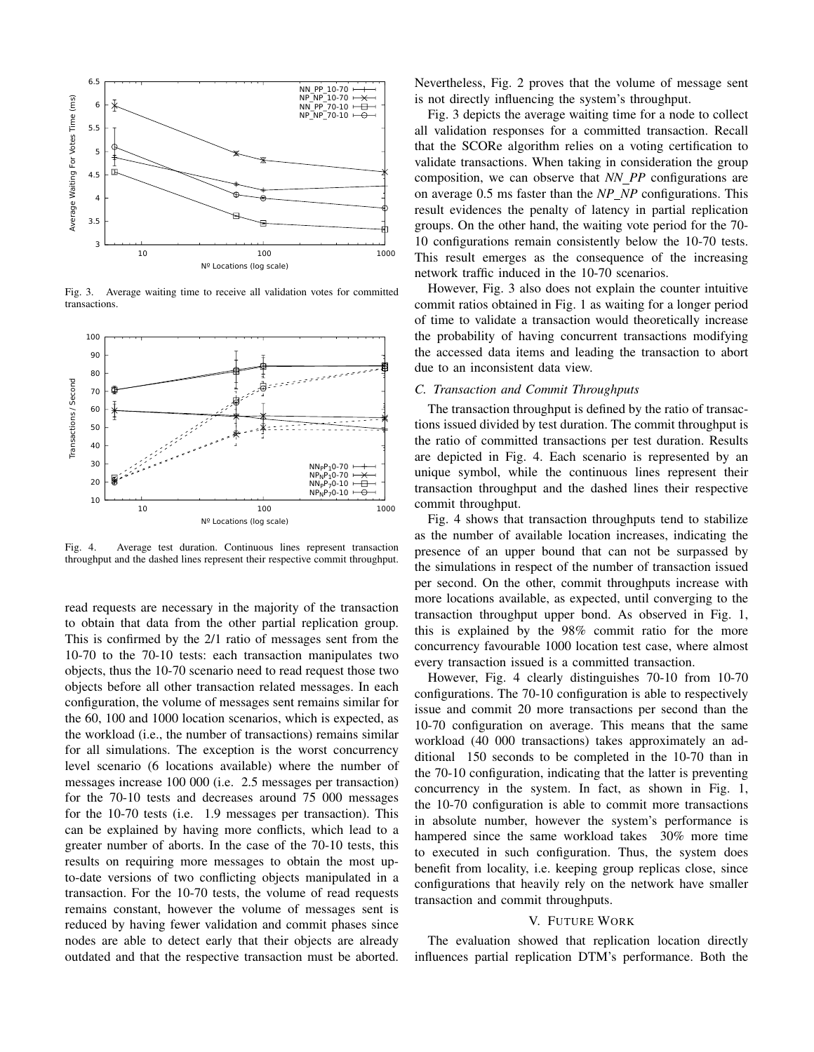Fig. 3. Average waiting time to receive all validation votes for committed transactions.

Fig. 4. Average test duration. Continuous lines represent transaction throughput and the dashed lines represent their respective commit throughput.

read requests are necessary in the majority of the transaction to obtain that data from the other partial replication group. This is confirmed by the 2/1 ratio of messages sent from the 10-70 to the 70-10 tests: each transaction manipulates two objects, thus the 10-70 scenario need to read request those two objects before all other transaction related messages. In each configuration, the volume of messages sent remains similar for the 60, 100 and 1000 location scenarios, which is expected, as the workload (i.e., the number of transactions) remains similar for all simulations. The exception is the worst concurrency level scenario (6 locations available) where the number of messages increase 100 000 (i.e. 2.5 messages per transaction) for the 70-10 tests and decreases around 75 000 messages for the 10-70 tests (i.e. 1.9 messages per transaction). This can be explained by having more conflicts, which lead to a greater number of aborts. In the case of the 70-10 tests, this results on requiring more messages to obtain the most up-to-date versions of two conflicting objects manipulated in a transaction. For the 10-70 tests, the volume of read requests remains constant, however the volume of messages sent is reduced by having fewer validation and commit phases since nodes are able to detect early that their objects are already outdated and that the respective transaction must be aborted. Nevertheless, Fig. 2 proves that the volume of message sent is not directly influencing the system's throughput.

Fig. 3 depicts the average waiting time for a node to collect all validation responses for a committed transaction. Recall that the SCORe algorithm relies on a voting certification to validate transactions. When taking in consideration the group composition, we can observe that *NN_PP* configurations are on average 0.5 ms faster than the *NP_NP* configurations. This result evidences the penalty of latency in partial replication groups. On the other hand, the waiting vote period for the 70-10 configurations remain consistently below the 10-70 tests. This result emerges as the consequence of the increasing network traffic induced in the 10-70 scenarios.

However, Fig. 3 also does not explain the counter intuitive commit ratios obtained in Fig. 1 as waiting for a longer period of time to validate a transaction would theoretically increase the probability of having concurrent transactions modifying the accessed data items and leading the transaction to abort due to an inconsistent data view.

### C. Transaction and Commit Throughputs

The transaction throughput is defined by the ratio of transactions issued divided by test duration. The commit throughput is the ratio of committed transactions per test duration. Results are depicted in Fig. 4. Each scenario is represented by an unique symbol, while the continuous lines represent their transaction throughput and the dashed lines their respective commit throughput.

Fig. 4 shows that transaction throughputs tend to stabilize as the number of available location increases, indicating the presence of an upper bound that can not be surpassed by the simulations in respect of the number of transaction issued per second. On the other, commit throughputs increase with more locations available, as expected, until converging to the transaction throughput upper bond. As observed in Fig. 1, this is explained by the 98% commit ratio for the more concurrency favourable 1000 location test case, where almost every transaction issued is a committed transaction.

However, Fig. 4 clearly distinguishes 70-10 from 10-70 configurations. The 70-10 configuration is able to respectively issue and commit 20 more transactions per second than the 10-70 configuration on average. This means that the same workload (40 000 transactions) takes approximately an additional 150 seconds to be completed in the 10-70 than in the 70-10 configuration, indicating that the latter is preventing concurrency in the system. In fact, as shown in Fig. 1, the 10-70 configuration is able to commit more transactions in absolute number, however the system's performance is hampered since the same workload takes 30% more time to executed in such configuration. Thus, the system does benefit from locality, i.e. keeping group replicas close, since configurations that heavily rely on the network have smaller transaction and commit throughputs.

## V. Future Work

The evaluation showed that replication location directly influences partial replication DTM's performance. Both the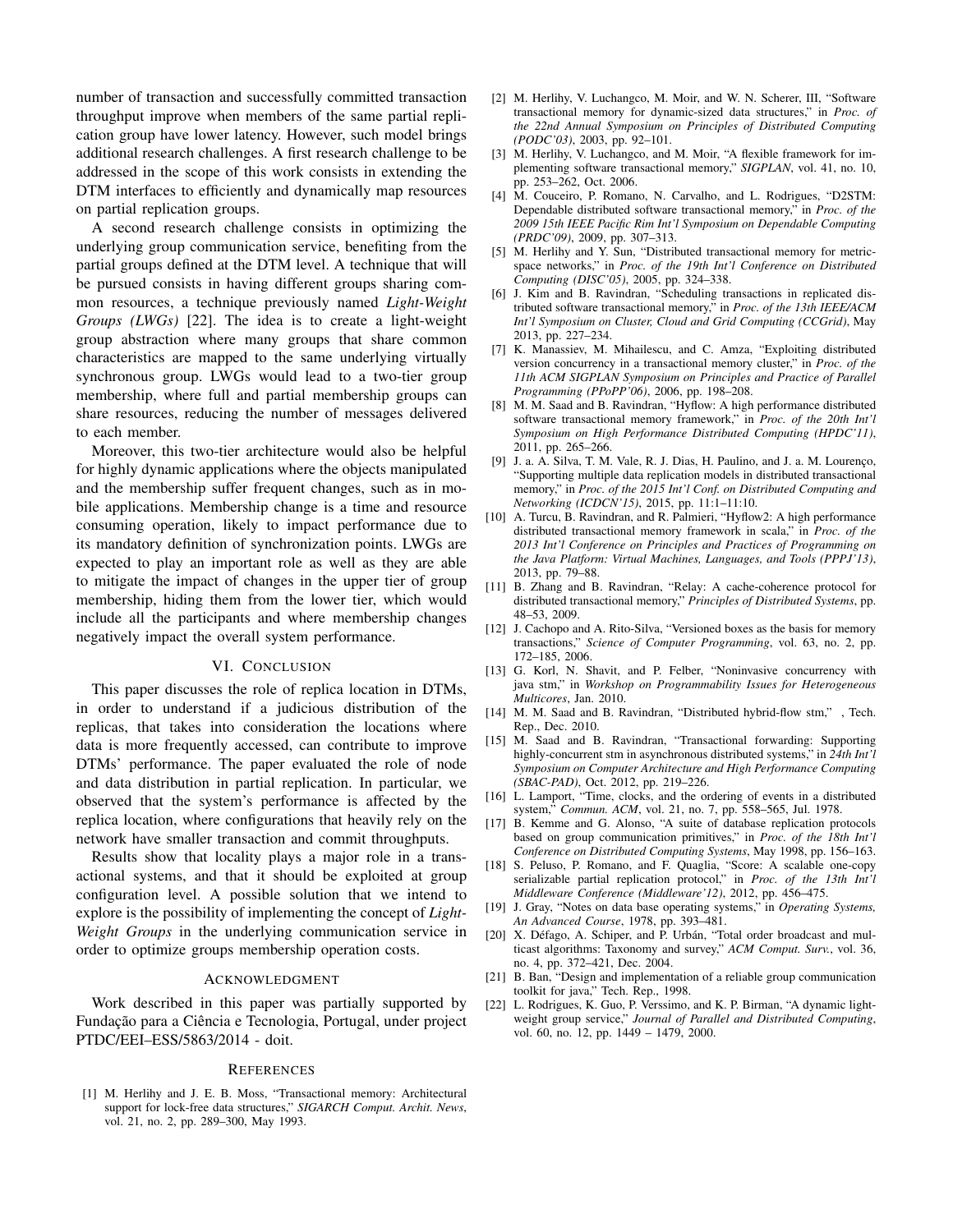number of transaction and successfully committed transaction throughput improve when members of the same partial replication group have lower latency. However, such model brings additional research challenges. A first research challenge to be addressed in the scope of this work consists in extending the DTM interfaces to efficiently and dynamically map resources on partial replication groups.

A second research challenge consists in optimizing the underlying group communication service, benefiting from the partial groups defined at the DTM level. A technique that will be pursued consists in having different groups sharing common resources, a technique previously named *Light-Weight Groups (LWGs)* [22]. The idea is to create a light-weight group abstraction where many groups that share common characteristics are mapped to the same underlying virtually synchronous group. LWGs would lead to a two-tier group membership, where full and partial membership groups can share resources, reducing the number of messages delivered to each member.

Moreover, this two-tier architecture would also be helpful for highly dynamic applications where the objects manipulated and the membership suffer frequent changes, such as in mobile applications. Membership change is a time and resource consuming operation, likely to impact performance due to its mandatory definition of synchronization points. LWGs are expected to play an important role as well as they are able to mitigate the impact of changes in the upper tier of group membership, hiding them from the lower tier, which would include all the participants and where membership changes negatively impact the overall system performance.

## VI. Conclusion

This paper discusses the role of replica location in DTMs, in order to understand if a judicious distribution of the replicas, that takes into consideration the locations where data is more frequently accessed, can contribute to improve DTMs' performance. The paper evaluated the role of node and data distribution in partial replication. In particular, we observed that the system's performance is affected by the replica location, where configurations that heavily rely on the network have smaller transaction and commit throughputs.

Results show that locality plays a major role in a transactional systems, and that it should be exploited at group configuration level. A possible solution that we intend to explore is the possibility of implementing the concept of *Light-Weight Groups* in the underlying communication service in order to optimize groups membership operation costs.

## Acknowledgment

Work described in this paper was partially supported by Fundação para a Ciência e Tecnologia, Portugal, under project PTDC/EEI–ESS/5863/2014 - doit.

## References

[1] M. Herlihy and J. E. B. Moss, "Transactional memory: Architectural support for lock-free data structures," *SIGARCH Comput. Archit. News*, vol. 21, no. 2, pp. 289–300, May 1993.

[2] M. Herlihy, V. Luchangco, M. Moir, and W. N. Scherer, III, "Software transactional memory for dynamic-sized data structures," in *Proc. of the 22nd Annual Symposium on Principles of Distributed Computing (PODC'03)*, 2003, pp. 92–101.

[3] M. Herlihy, V. Luchangco, and M. Moir, "A flexible framework for implementing software transactional memory," *SIGPLAN*, vol. 41, no. 10, pp. 253–262, Oct. 2006.

[4] M. Couceiro, P. Romano, N. Carvalho, and L. Rodrigues, "D2STM: Dependable distributed software transactional memory," in *Proc. of the 2009 15th IEEE Pacific Rim Int'l Symposium on Dependable Computing (PRDC'09)*, 2009, pp. 307–313.

[5] M. Herlihy and Y. Sun, "Distributed transactional memory for metric-space networks," in *Proc. of the 19th Int'l Conference on Distributed Computing (DISC'05)*, 2005, pp. 324–338.

[6] J. Kim and B. Ravindran, "Scheduling transactions in replicated distributed software transactional memory," in *Proc. of the 13th IEEE/ACM Int'l Symposium on Cluster, Cloud and Grid Computing (CCGrid)*, May 2013, pp. 227–234.

[7] K. Manassiev, M. Mihailescu, and C. Amza, "Exploiting distributed version concurrency in a transactional memory cluster," in *Proc. of the 11th ACM SIGPLAN Symposium on Principles and Practice of Parallel Programming (PPoPP'06)*, 2006, pp. 198–208.

[8] M. M. Saad and B. Ravindran, "Hyflow: A high performance distributed software transactional memory framework," in *Proc. of the 20th Int'l Symposium on High Performance Distributed Computing (HPDC'11)*, 2011, pp. 265–266.

[9] J. a. A. Silva, T. M. Vale, R. J. Dias, H. Paulino, and J. a. M. Lourenço, "Supporting multiple data replication models in distributed transactional memory," in *Proc. of the 2015 Int'l Conf. on Distributed Computing and Networking (ICDCN'15)*, 2015, pp. 11:1–11:10.

[10] A. Turcu, B. Ravindran, and R. Palmieri, "Hyflow2: A high performance distributed transactional memory framework in scala," in *Proc. of the 2013 Int'l Conference on Principles and Practices of Programming on the Java Platform: Virtual Machines, Languages, and Tools (PPPJ'13)*, 2013, pp. 79–88.

[11] B. Zhang and B. Ravindran, "Relay: A cache-coherence protocol for distributed transactional memory," *Principles of Distributed Systems*, pp. 48–53, 2009.

[12] J. Cachopo and A. Rito-Silva, "Versioned boxes as the basis for memory transactions," *Science of Computer Programming*, vol. 63, no. 2, pp. 172–185, 2006.

[13] G. Korl, N. Shavit, and P. Felber, "Noninvasive concurrency with java stm," in *Workshop on Programmability Issues for Heterogeneous Multicores*, Jan. 2010.

[14] M. M. Saad and B. Ravindran, "Distributed hybrid-flow stm," , Tech. Rep., Dec. 2010.

[15] M. Saad and B. Ravindran, "Transactional forwarding: Supporting highly-concurrent stm in asynchronous distributed systems," in *24th Int'l Symposium on Computer Architecture and High Performance Computing (SBAC-PAD)*, Oct. 2012, pp. 219–226.

[16] L. Lamport, "Time, clocks, and the ordering of events in a distributed system," *Commun. ACM*, vol. 21, no. 7, pp. 558–565, Jul. 1978.

[17] B. Kemme and G. Alonso, "A suite of database replication protocols based on group communication primitives," in *Proc. of the 18th Int'l Conference on Distributed Computing Systems*, May 1998, pp. 156–163.

[18] S. Peluso, P. Romano, and F. Quaglia, "Score: A scalable one-copy serializable partial replication protocol," in *Proc. of the 13th Int'l Middleware Conference (Middleware'12)*, 2012, pp. 456–475.

[19] J. Gray, "Notes on data base operating systems," in *Operating Systems, An Advanced Course*, 1978, pp. 393–481.

[20] X. Défago, A. Schiper, and P. Urbán, "Total order broadcast and multicast algorithms: Taxonomy and survey," *ACM Comput. Surv.*, vol. 36, no. 4, pp. 372–421, Dec. 2004.

[21] B. Ban, "Design and implementation of a reliable group communication toolkit for java," Tech. Rep., 1998.

[22] L. Rodrigues, K. Guo, P. Verssimo, and K. P. Birman, "A dynamic light-weight group service," *Journal of Parallel and Distributed Computing*, vol. 60, no. 12, pp. 1449 – 1479, 2000.